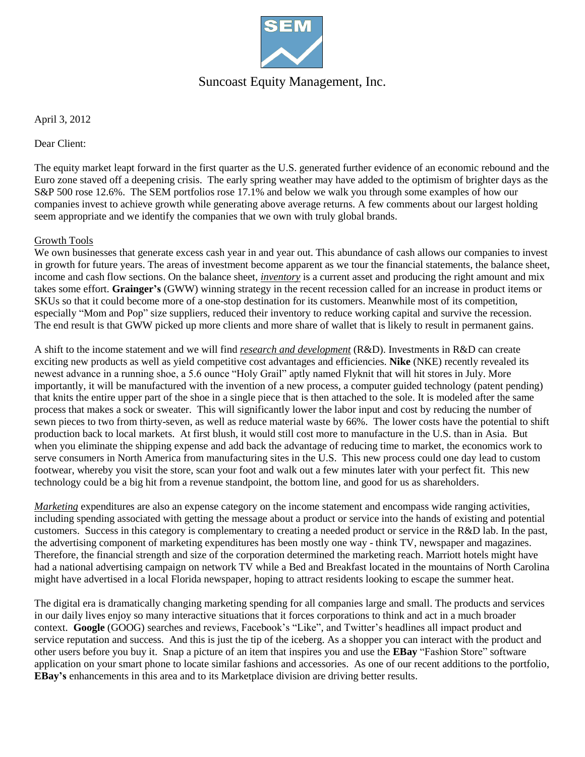# Suncoast Equity Management, Inc.

April 3, 2012

Dear Client:

The equity market leapt forward in the first quarter as the U.S. generated further evidence of an economic rebound and the Euro zone staved off a deepening crisis. The early spring weather may have added to the optimism of brighter days as the S&P 500 rose 12.6%. The SEM portfolios rose 17.1% and below we walk you through some examples of how our companies invest to achieve growth while generating above average returns. A few comments about our largest holding seem appropriate and we identify the companies that we own with truly global brands.

## Growth Tools

We own businesses that generate excess cash year in and year out. This abundance of cash allows our companies to invest in growth for future years. The areas of investment become apparent as we tour the financial statements, the balance sheet, income and cash flow sections. On the balance sheet, ***inventory*** is a current asset and producing the right amount and mix takes some effort. **Grainger's** (GWW) winning strategy in the recent recession called for an increase in product items or SKUs so that it could become more of a one-stop destination for its customers. Meanwhile most of its competition, especially "Mom and Pop" size suppliers, reduced their inventory to reduce working capital and survive the recession. The end result is that GWW picked up more clients and more share of wallet that is likely to result in permanent gains.

A shift to the income statement and we will find *research and development* (R&D). Investments in R&D can create exciting new products as well as yield competitive cost advantages and efficiencies. **Nike** (NKE) recently revealed its newest advance in a running shoe, a 5.6 ounce "Holy Grail" aptly named Flyknit that will hit stores in July. More importantly, it will be manufactured with the invention of a new process, a computer guided technology (patent pending) that knits the entire upper part of the shoe in a single piece that is then attached to the sole. It is modeled after the same process that makes a sock or sweater. This will significantly lower the labor input and cost by reducing the number of sewn pieces to two from thirty-seven, as well as reduce material waste by 66%. The lower costs have the potential to shift production back to local markets. At first blush, it would still cost more to manufacture in the U.S. than in Asia. But when you eliminate the shipping expense and add back the advantage of reducing time to market, the economics work to serve consumers in North America from manufacturing sites in the U.S. This new process could one day lead to custom footwear, whereby you visit the store, scan your foot and walk out a few minutes later with your perfect fit. This new technology could be a big hit from a revenue standpoint, the bottom line, and good for us as shareholders.

*Marketing* expenditures are also an expense category on the income statement and encompass wide ranging activities, including spending associated with getting the message about a product or service into the hands of existing and potential customers. Success in this category is complementary to creating a needed product or service in the R&D lab. In the past, the advertising component of marketing expenditures has been mostly one way - think TV, newspaper and magazines. Therefore, the financial strength and size of the corporation determined the marketing reach. Marriott hotels might have had a national advertising campaign on network TV while a Bed and Breakfast located in the mountains of North Carolina might have advertised in a local Florida newspaper, hoping to attract residents looking to escape the summer heat.

The digital era is dramatically changing marketing spending for all companies large and small. The products and services in our daily lives enjoy so many interactive situations that it forces corporations to think and act in a much broader context. **Google** (GOOG) searches and reviews, Facebook's "Like", and Twitter's headlines all impact product and service reputation and success. And this is just the tip of the iceberg. As a shopper you can interact with the product and other users before you buy it. Snap a picture of an item that inspires you and use the **EBay** "Fashion Store" software application on your smart phone to locate similar fashions and accessories. As one of our recent additions to the portfolio, **EBay's** enhancements in this area and to its Marketplace division are driving better results.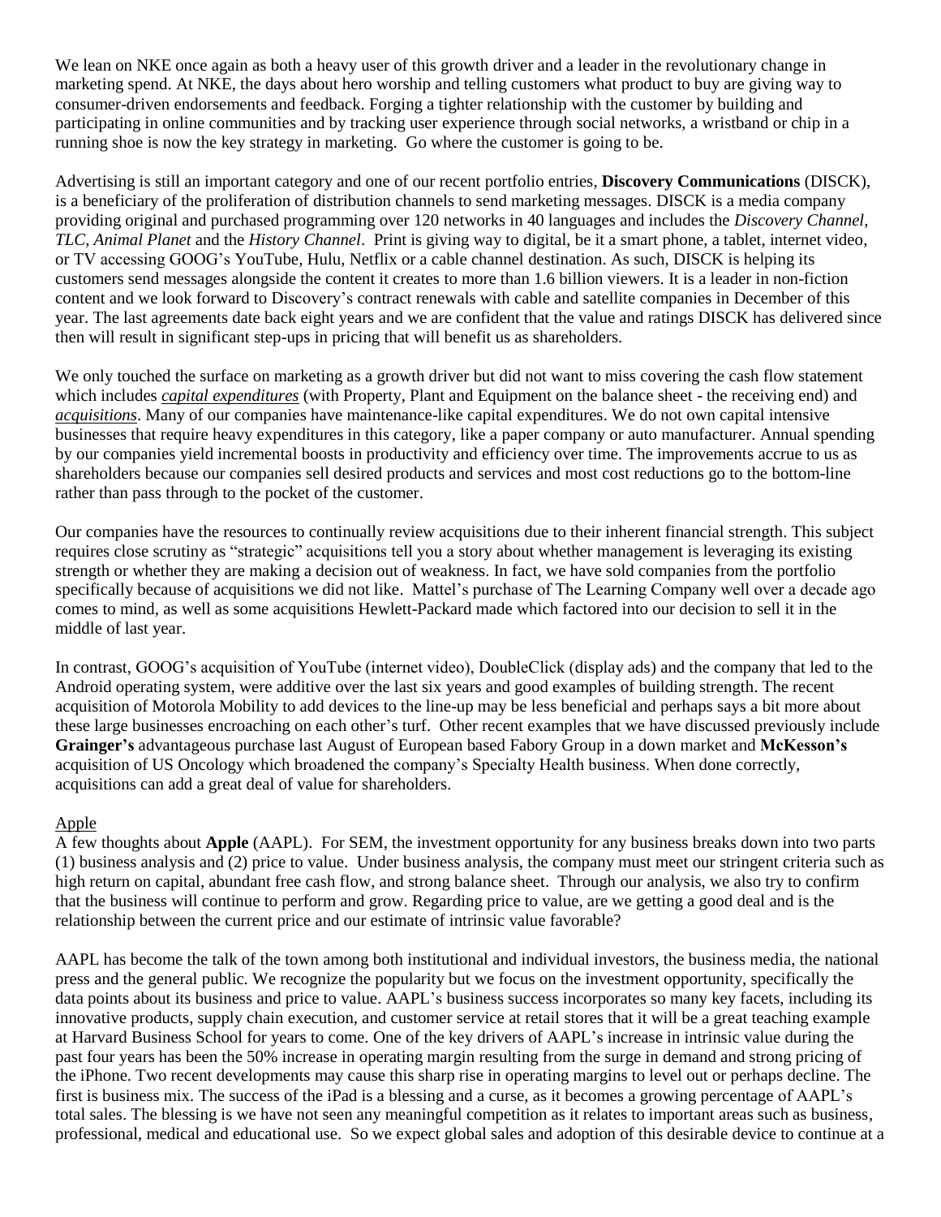We lean on NKE once again as both a heavy user of this growth driver and a leader in the revolutionary change in marketing spend. At NKE, the days about hero worship and telling customers what product to buy are giving way to consumer-driven endorsements and feedback. Forging a tighter relationship with the customer by building and participating in online communities and by tracking user experience through social networks, a wristband or chip in a running shoe is now the key strategy in marketing. Go where the customer is going to be.

Advertising is still an important category and one of our recent portfolio entries, **Discovery Communications** (DISCK), is a beneficiary of the proliferation of distribution channels to send marketing messages. DISCK is a media company providing original and purchased programming over 120 networks in 40 languages and includes the *Discovery Channel*, *TLC*, *Animal Planet* and the *History Channel*. Print is giving way to digital, be it a smart phone, a tablet, internet video, or TV accessing GOOG's YouTube, Hulu, Netflix or a cable channel destination. As such, DISCK is helping its customers send messages alongside the content it creates to more than 1.6 billion viewers. It is a leader in non-fiction content and we look forward to Discovery's contract renewals with cable and satellite companies in December of this year. The last agreements date back eight years and we are confident that the value and ratings DISCK has delivered since then will result in significant step-ups in pricing that will benefit us as shareholders.

We only touched the surface on marketing as a growth driver but did not want to miss covering the cash flow statement which includes *capital expenditures* (with Property, Plant and Equipment on the balance sheet - the receiving end) and *acquisitions*. Many of our companies have maintenance-like capital expenditures. We do not own capital intensive businesses that require heavy expenditures in this category, like a paper company or auto manufacturer. Annual spending by our companies yield incremental boosts in productivity and efficiency over time. The improvements accrue to us as shareholders because our companies sell desired products and services and most cost reductions go to the bottom-line rather than pass through to the pocket of the customer.

Our companies have the resources to continually review acquisitions due to their inherent financial strength. This subject requires close scrutiny as "strategic" acquisitions tell you a story about whether management is leveraging its existing strength or whether they are making a decision out of weakness. In fact, we have sold companies from the portfolio specifically because of acquisitions we did not like. Mattel's purchase of The Learning Company well over a decade ago comes to mind, as well as some acquisitions Hewlett-Packard made which factored into our decision to sell it in the middle of last year.

In contrast, GOOG's acquisition of YouTube (internet video), DoubleClick (display ads) and the company that led to the Android operating system, were additive over the last six years and good examples of building strength. The recent acquisition of Motorola Mobility to add devices to the line-up may be less beneficial and perhaps says a bit more about these large businesses encroaching on each other's turf. Other recent examples that we have discussed previously include **Grainger's** advantageous purchase last August of European based Fabory Group in a down market and **McKesson's** acquisition of US Oncology which broadened the company's Specialty Health business. When done correctly, acquisitions can add a great deal of value for shareholders.

## Apple

A few thoughts about **Apple** (AAPL). For SEM, the investment opportunity for any business breaks down into two parts (1) business analysis and (2) price to value. Under business analysis, the company must meet our stringent criteria such as high return on capital, abundant free cash flow, and strong balance sheet. Through our analysis, we also try to confirm that the business will continue to perform and grow. Regarding price to value, are we getting a good deal and is the relationship between the current price and our estimate of intrinsic value favorable?

AAPL has become the talk of the town among both institutional and individual investors, the business media, the national press and the general public. We recognize the popularity but we focus on the investment opportunity, specifically the data points about its business and price to value. AAPL's business success incorporates so many key facets, including its innovative products, supply chain execution, and customer service at retail stores that it will be a great teaching example at Harvard Business School for years to come. One of the key drivers of AAPL's increase in intrinsic value during the past four years has been the 50% increase in operating margin resulting from the surge in demand and strong pricing of the iPhone. Two recent developments may cause this sharp rise in operating margins to level out or perhaps decline. The first is business mix. The success of the iPad is a blessing and a curse, as it becomes a growing percentage of AAPL's total sales. The blessing is we have not seen any meaningful competition as it relates to important areas such as business, professional, medical and educational use. So we expect global sales and adoption of this desirable device to continue at a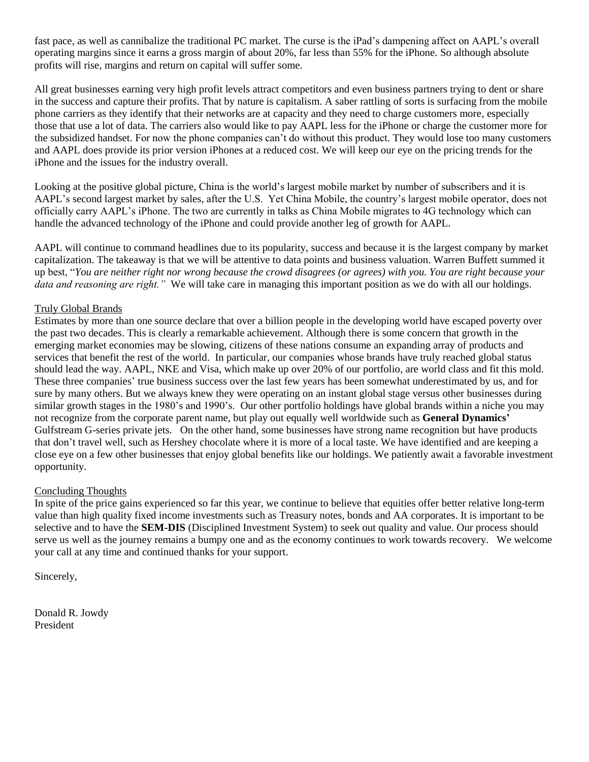fast pace, as well as cannibalize the traditional PC market. The curse is the iPad's dampening affect on AAPL's overall operating margins since it earns a gross margin of about 20%, far less than 55% for the iPhone. So although absolute profits will rise, margins and return on capital will suffer some.

All great businesses earning very high profit levels attract competitors and even business partners trying to dent or share in the success and capture their profits. That by nature is capitalism. A saber rattling of sorts is surfacing from the mobile phone carriers as they identify that their networks are at capacity and they need to charge customers more, especially those that use a lot of data. The carriers also would like to pay AAPL less for the iPhone or charge the customer more for the subsidized handset. For now the phone companies can't do without this product. They would lose too many customers and AAPL does provide its prior version iPhones at a reduced cost. We will keep our eye on the pricing trends for the iPhone and the issues for the industry overall.

Looking at the positive global picture, China is the world's largest mobile market by number of subscribers and it is AAPL's second largest market by sales, after the U.S. Yet China Mobile, the country's largest mobile operator, does not officially carry AAPL's iPhone. The two are currently in talks as China Mobile migrates to 4G technology which can handle the advanced technology of the iPhone and could provide another leg of growth for AAPL.

AAPL will continue to command headlines due to its popularity, success and because it is the largest company by market capitalization. The takeaway is that we will be attentive to data points and business valuation. Warren Buffett summed it up best, "*You are neither right nor wrong because the crowd disagrees (or agrees) with you. You are right because your data and reasoning are right.*" We will take care in managing this important position as we do with all our holdings.

## Truly Global Brands

Estimates by more than one source declare that over a billion people in the developing world have escaped poverty over the past two decades. This is clearly a remarkable achievement. Although there is some concern that growth in the emerging market economies may be slowing, citizens of these nations consume an expanding array of products and services that benefit the rest of the world. In particular, our companies whose brands have truly reached global status should lead the way. AAPL, NKE and Visa, which make up over 20% of our portfolio, are world class and fit this mold. These three companies' true business success over the last few years has been somewhat underestimated by us, and for sure by many others. But we always knew they were operating on an instant global stage versus other businesses during similar growth stages in the 1980's and 1990's. Our other portfolio holdings have global brands within a niche you may not recognize from the corporate parent name, but play out equally well worldwide such as **General Dynamics'** Gulfstream G-series private jets. On the other hand, some businesses have strong name recognition but have products that don't travel well, such as Hershey chocolate where it is more of a local taste. We have identified and are keeping a close eye on a few other businesses that enjoy global benefits like our holdings. We patiently await a favorable investment opportunity.

## Concluding Thoughts

In spite of the price gains experienced so far this year, we continue to believe that equities offer better relative long-term value than high quality fixed income investments such as Treasury notes, bonds and AA corporates. It is important to be selective and to have the **SEM-DIS** (Disciplined Investment System) to seek out quality and value. Our process should serve us well as the journey remains a bumpy one and as the economy continues to work towards recovery. We welcome your call at any time and continued thanks for your support.

Sincerely,

Donald R. Jowdy
President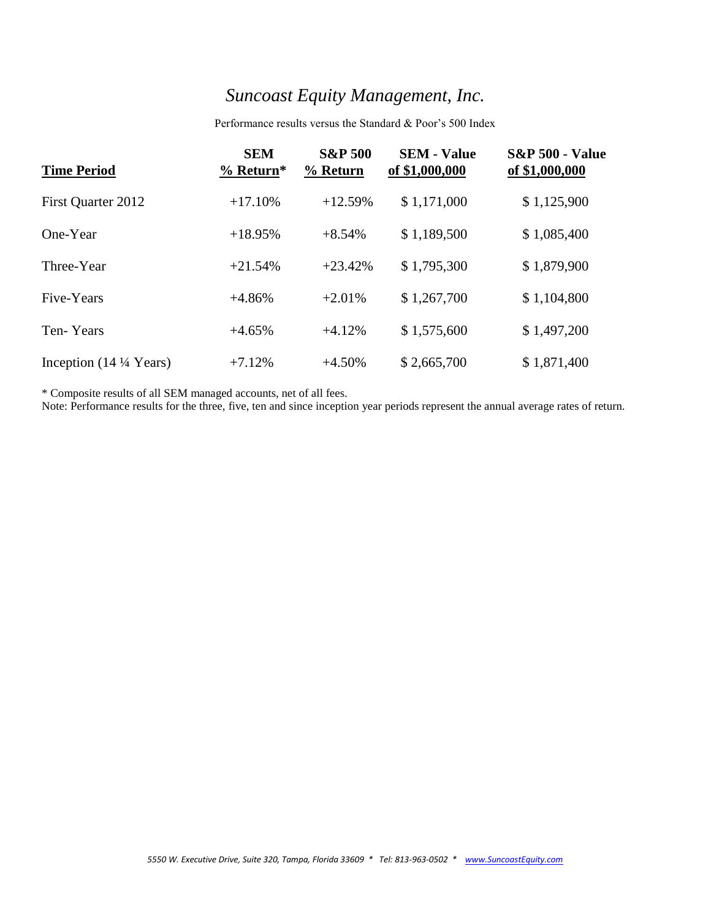# *Suncoast Equity Management, Inc.*

Performance results versus the Standard & Poor's 500 Index

| Time Period | SEM % Return* | S&P 500 % Return | SEM - Value of $1,000,000 | S&P 500 - Value of $1,000,000 |
|---|---|---|---|---|
| First Quarter 2012 | +17.10% | +12.59% | $ 1,171,000 | $ 1,125,900 |
| One-Year | +18.95% | +8.54% | $ 1,189,500 | $ 1,085,400 |
| Three-Year | +21.54% | +23.42% | $ 1,795,300 | $ 1,879,900 |
| Five-Years | +4.86% | +2.01% | $ 1,267,700 | $ 1,104,800 |
| Ten- Years | +4.65% | +4.12% | $ 1,575,600 | $ 1,497,200 |
| Inception (14 ¼ Years) | +7.12% | +4.50% | $ 2,665,700 | $ 1,871,400 |

* Composite results of all SEM managed accounts, net of all fees.

Note: Performance results for the three, five, ten and since inception year periods represent the annual average rates of return.

*5550 W. Executive Drive, Suite 320, Tampa, Florida 33609 * Tel: 813-963-0502 * www.SuncoastEquity.com*